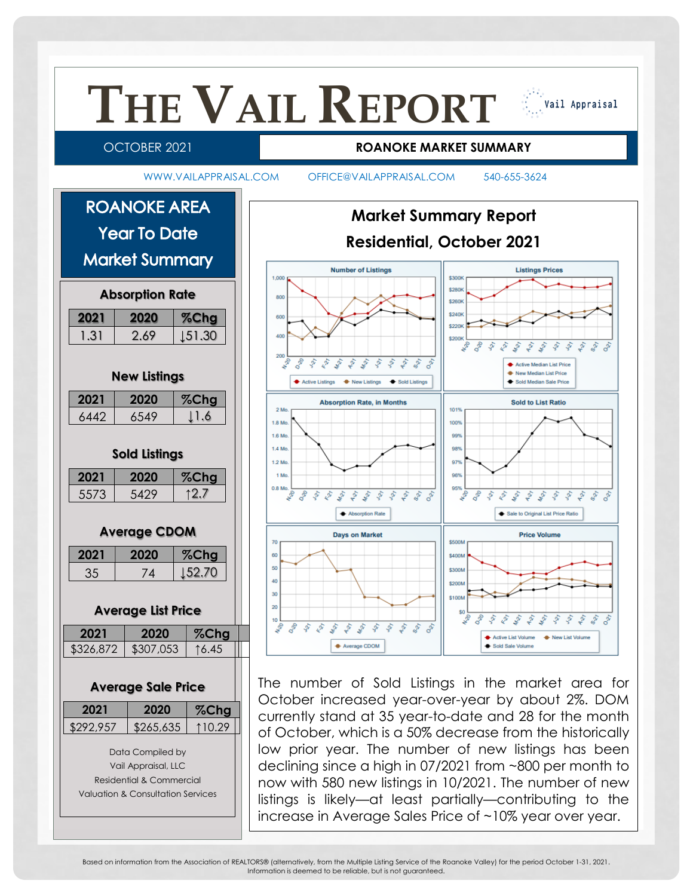# THE VAIL REPORT

Vail Appraisal

OCTOBER 2021 — **ROANOKE MARKET SUMMARY**

WWW.VAILAPPRAISAL.COM OFFICE@VAILAPPRAISAL.COM 540-655-3624

## ROANOKE AREA Year To Date Market Summary

### Absorption Rate

| 2021 | 2020 | %Chg |
|---|---|---|
| 1.31 | 2.69 | ↓51.30 |

### New Listings

| 2021 | 2020 | %Chg |
|---|---|---|
| 6442 | 6549 | ↓1.6 |

### Sold Listings

| 2021 | 2020 | %Chg |
|---|---|---|
| 5573 | 5429 | ↑2.7 |

### Average CDOM

| 2021 | 2020 | %Chg |
|---|---|---|
| 35 | 74 | ↓52.70 |

### Average List Price

| 2021 | 2020 | %Chg |
|---|---|---|
| $326,872 | $307,053 | ↑6.45 |

### Average Sale Price

| 2021 | 2020 | %Chg |
|---|---|---|
| $292,957 | $265,635 | ↑10.29 |

Data Compiled by
Vail Appraisal, LLC
Residential & Commercial
Valuation & Consultation Services

## Market Summary Report

## Residential, October 2021

The number of Sold Listings in the market area for October increased year-over-year by about 2%. DOM currently stand at 35 year-to-date and 28 for the month of October, which is a 50% decrease from the historically low prior year. The number of new listings has been declining since a high in 07/2021 from ~800 per month to now with 580 new listings in 10/2021. The number of new listings is likely—at least partially—contributing to the increase in Average Sales Price of ~10% year over year.

Based on information from the Association of REALTORS® (alternatively, from the Multiple Listing Service of the Roanoke Valley) for the period October 1-31, 2021. Information is deemed to be reliable, but is not guaranteed.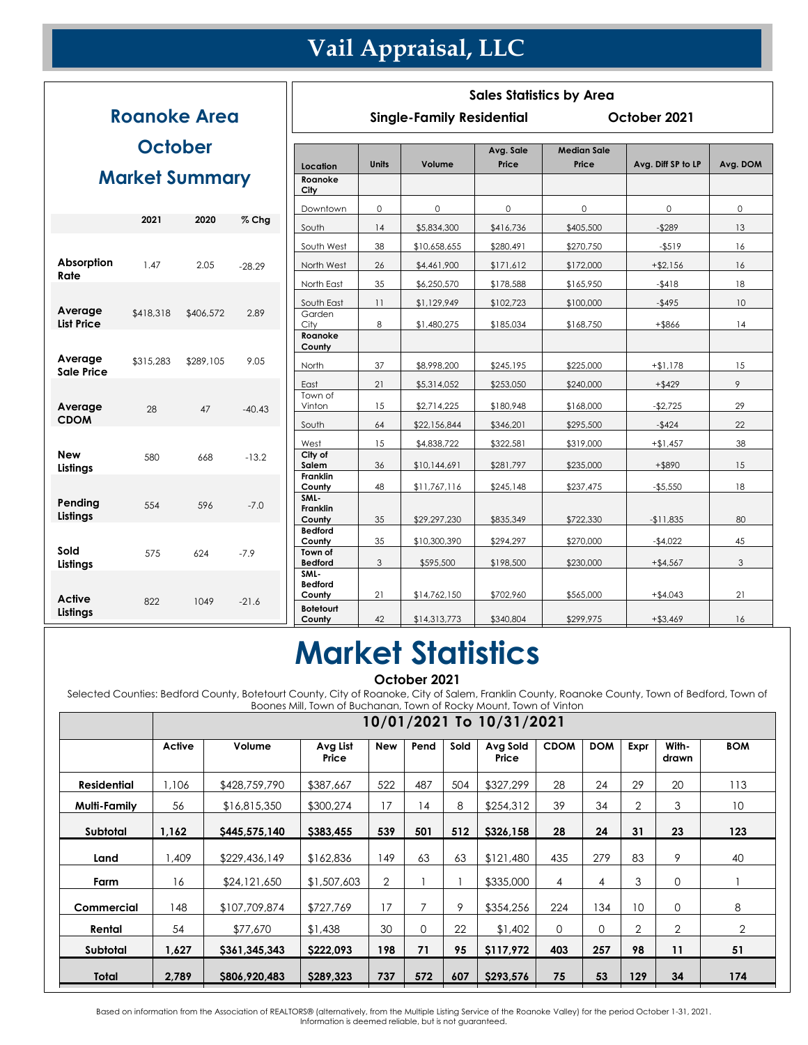# Vail Appraisal, LLC

## Roanoke Area October Market Summary

| | 2021 | 2020 | % Chg |
|---|---|---|---|
| Absorption Rate | 1.47 | 2.05 | -28.29 |
| Average List Price | $418,318 | $406,572 | 2.89 |
| Average Sale Price | $315,283 | $289,105 | 9.05 |
| Average CDOM | 28 | 47 | -40.43 |
| New Listings | 580 | 668 | -13.2 |
| Pending Listings | 554 | 596 | -7.0 |
| Sold Listings | 575 | 624 | -7.9 |
| Active Listings | 822 | 1049 | -21.6 |

## Sales Statistics by Area

**Single-Family Residential** **October 2021**

| Location | Units | Volume | Avg. Sale Price | Median Sale Price | Avg. Diff SP to LP | Avg. DOM |
|---|---|---|---|---|---|---|
| **Roanoke City** | | | | | | |
| Downtown | 0 | 0 | 0 | 0 | 0 | 0 |
| South | 14 | $5,834,300 | $416,736 | $405,500 | -$289 | 13 |
| South West | 38 | $10,658,655 | $280,491 | $270,750 | -$519 | 16 |
| North West | 26 | $4,461,900 | $171,612 | $172,000 | +$2,156 | 16 |
| North East | 35 | $6,250,570 | $178,588 | $165,950 | -$418 | 18 |
| South East | 11 | $1,129,949 | $102,723 | $100,000 | -$495 | 10 |
| Garden City | 8 | $1,480,275 | $185,034 | $168,750 | +$866 | 14 |
| **Roanoke County** | | | | | | |
| North | 37 | $8,998,200 | $245,195 | $225,000 | +$1,178 | 15 |
| East | 21 | $5,314,052 | $253,050 | $240,000 | +$429 | 9 |
| Town of Vinton | 15 | $2,714,225 | $180,948 | $168,000 | -$2,725 | 29 |
| South | 64 | $22,156,844 | $346,201 | $295,500 | -$424 | 22 |
| West | 15 | $4,838,722 | $322,581 | $319,000 | +$1,457 | 38 |
| **City of Salem** | 36 | $10,144,691 | $281,797 | $235,000 | +$890 | 15 |
| **Franklin County** | 48 | $11,767,116 | $245,148 | $237,475 | -$5,550 | 18 |
| **SML-Franklin County** | 35 | $29,297,230 | $835,349 | $722,330 | -$11,835 | 80 |
| **Bedford County** | 35 | $10,300,390 | $294,297 | $270,000 | -$4,022 | 45 |
| **Town of Bedford** | 3 | $595,500 | $198,500 | $230,000 | +$4,567 | 3 |
| **SML-Bedford County** | 21 | $14,762,150 | $702,960 | $565,000 | +$4,043 | 21 |
| **Botetourt County** | 42 | $14,313,773 | $340,804 | $299,975 | +$3,469 | 16 |

# Market Statistics

**October 2021**

Selected Counties: Bedford County, Botetourt County, City of Roanoke, City of Salem, Franklin County, Roanoke County, Town of Bedford, Town of Boones Mill, Town of Buchanan, Town of Rocky Mount, Town of Vinton

| | 10/01/2021 To 10/31/2021 | | | | | | | | | | | |
|---|---|---|---|---|---|---|---|---|---|---|---|---|
| | Active | Volume | Avg List Price | New | Pend | Sold | Avg Sold Price | CDOM | DOM | Expr | With-drawn | BOM |
| Residential | 1,106 | $428,759,790 | $387,667 | 522 | 487 | 504 | $327,299 | 28 | 24 | 29 | 20 | 113 |
| Multi-Family | 56 | $16,815,350 | $300,274 | 17 | 14 | 8 | $254,312 | 39 | 34 | 2 | 3 | 10 |
| **Subtotal** | **1,162** | **$445,575,140** | **$383,455** | **539** | **501** | **512** | **$326,158** | **28** | **24** | **31** | **23** | **123** |
| **Land** | 1,409 | $229,436,149 | $162,836 | 149 | 63 | 63 | $121,480 | 435 | 279 | 83 | 9 | 40 |
| **Farm** | 16 | $24,121,650 | $1,507,603 | 2 | 1 | 1 | $335,000 | 4 | 4 | 3 | 0 | 1 |
| **Commercial** | 148 | $107,709,874 | $727,769 | 17 | 7 | 9 | $354,256 | 224 | 134 | 10 | 0 | 8 |
| **Rental** | 54 | $77,670 | $1,438 | 30 | 0 | 22 | $1,402 | 0 | 0 | 2 | 2 | 2 |
| **Subtotal** | **1,627** | **$361,345,343** | **$222,093** | **198** | **71** | **95** | **$117,972** | **403** | **257** | **98** | **11** | **51** |
| **Total** | **2,789** | **$806,920,483** | **$289,323** | **737** | **572** | **607** | **$293,576** | **75** | **53** | **129** | **34** | **174** |

Based on information from the Association of REALTORS® (alternatively, from the Multiple Listing Service of the Roanoke Valley) for the period October 1-31, 2021. Information is deemed reliable, but is not guaranteed.